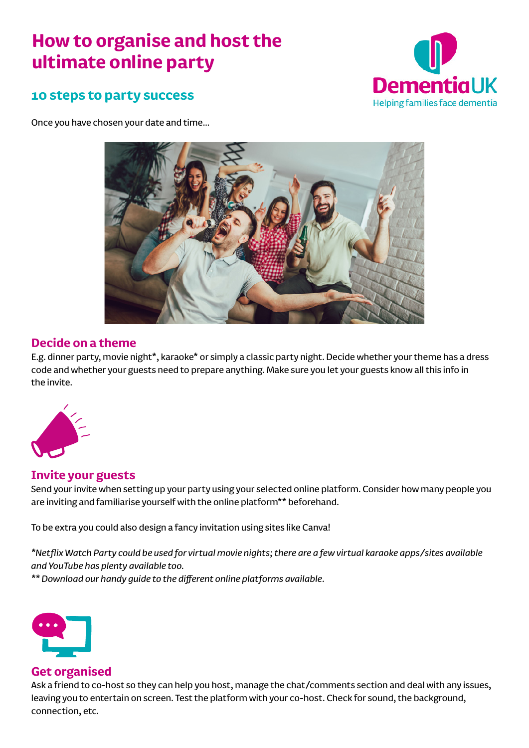# How to organise and host the ultimate online party

## 10 steps to party success

Dementia UK
Helping families face dementia

Once you have chosen your date and time...

### Decide on a theme

E.g. dinner party, movie night*, karaoke* or simply a classic party night. Decide whether your theme has a dress code and whether your guests need to prepare anything. Make sure you let your guests know all this info in the invite.

### Invite your guests

Send your invite when setting up your party using your selected online platform. Consider how many people you are inviting and familiarise yourself with the online platform** beforehand.

To be extra you could also design a fancy invitation using sites like Canva!

*\*Netflix Watch Party could be used for virtual movie nights; there are a few virtual karaoke apps/sites available and YouTube has plenty available too.*
*\*\* Download our handy guide to the different online platforms available.*

### Get organised

Ask a friend to co-host so they can help you host, manage the chat/comments section and deal with any issues, leaving you to entertain on screen. Test the platform with your co-host. Check for sound, the background, connection, etc.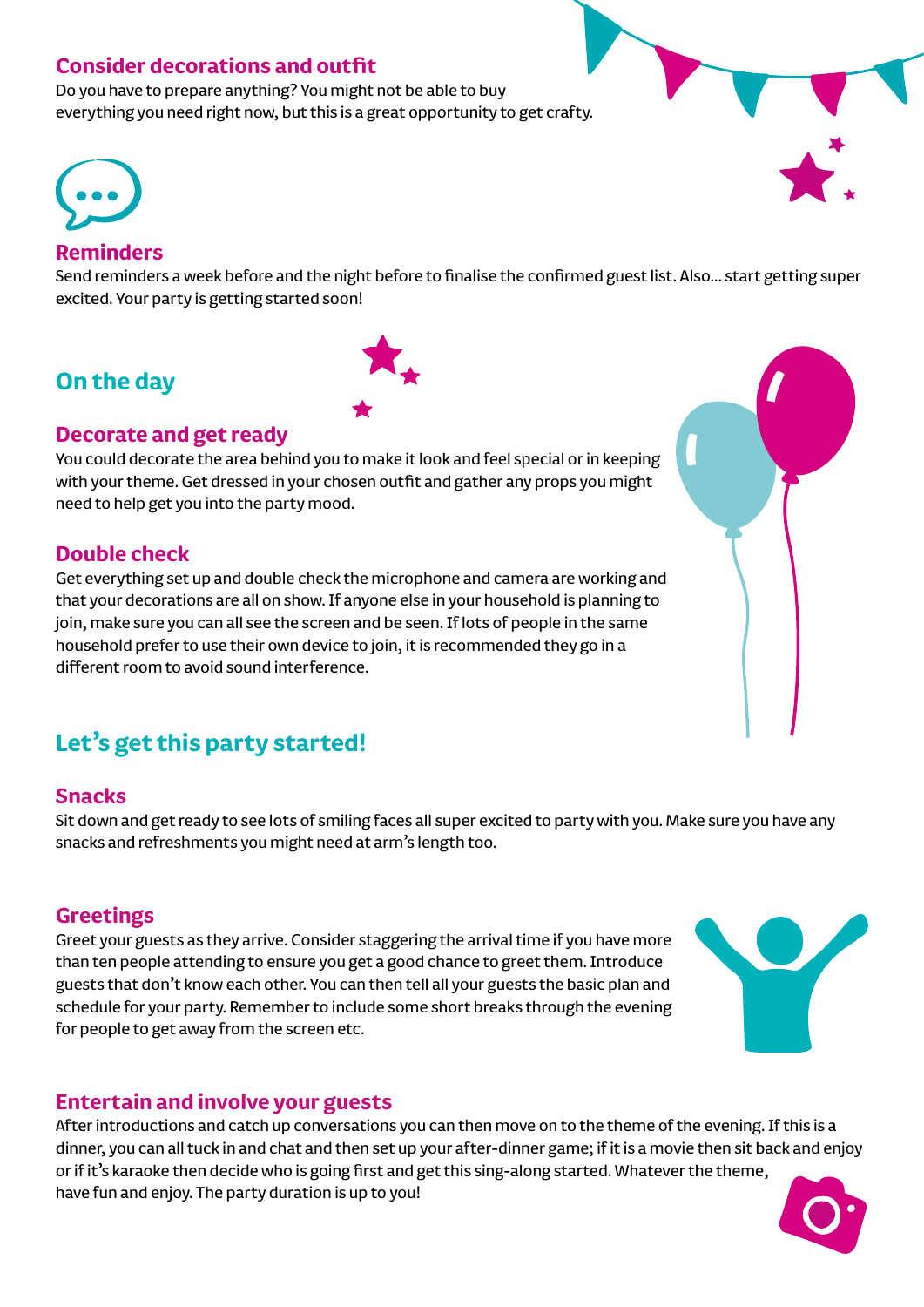### Consider decorations and outfit

Do you have to prepare anything? You might not be able to buy everything you need right now, but this is a great opportunity to get crafty.

### Reminders

Send reminders a week before and the night before to finalise the confirmed guest list. Also… start getting super excited. Your party is getting started soon!

## On the day

### Decorate and get ready

You could decorate the area behind you to make it look and feel special or in keeping with your theme. Get dressed in your chosen outfit and gather any props you might need to help get you into the party mood.

### Double check

Get everything set up and double check the microphone and camera are working and that your decorations are all on show. If anyone else in your household is planning to join, make sure you can all see the screen and be seen. If lots of people in the same household prefer to use their own device to join, it is recommended they go in a different room to avoid sound interference.

## Let's get this party started!

### Snacks

Sit down and get ready to see lots of smiling faces all super excited to party with you. Make sure you have any snacks and refreshments you might need at arm's length too.

### Greetings

Greet your guests as they arrive. Consider staggering the arrival time if you have more than ten people attending to ensure you get a good chance to greet them. Introduce guests that don't know each other. You can then tell all your guests the basic plan and schedule for your party. Remember to include some short breaks through the evening for people to get away from the screen etc.

### Entertain and involve your guests

After introductions and catch up conversations you can then move on to the theme of the evening. If this is a dinner, you can all tuck in and chat and then set up your after-dinner game; if it is a movie then sit back and enjoy or if it's karaoke then decide who is going first and get this sing-along started. Whatever the theme, have fun and enjoy. The party duration is up to you!